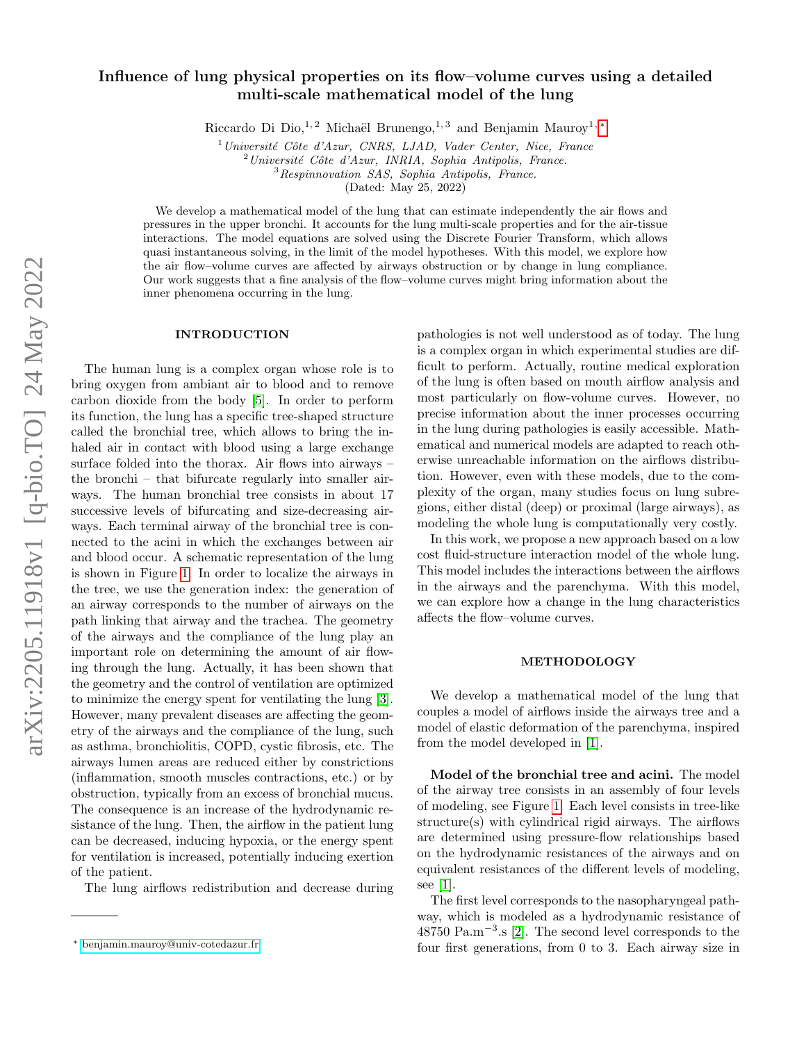# Influence of lung physical properties on its flow–volume curves using a detailed multi-scale mathematical model of the lung

Riccardo Di Dio,[1,2] Michaël Brunengo,[1,3] and Benjamin Mauroy[1,*]

[1] *Université Côte d'Azur, CNRS, LJAD, Vader Center, Nice, France*
[2] *Université Côte d'Azur, INRIA, Sophia Antipolis, France.*
[3] *Respinnovation SAS, Sophia Antipolis, France.*

(Dated: May 25, 2022)

We develop a mathematical model of the lung that can estimate independently the air flows and pressures in the upper bronchi. It accounts for the lung multi-scale properties and for the air-tissue interactions. The model equations are solved using the Discrete Fourier Transform, which allows quasi instantaneous solving, in the limit of the model hypotheses. With this model, we explore how the air flow–volume curves are affected by airways obstruction or by change in lung compliance. Our work suggests that a fine analysis of the flow–volume curves might bring information about the inner phenomena occurring in the lung.

## INTRODUCTION

The human lung is a complex organ whose role is to bring oxygen from ambiant air to blood and to remove carbon dioxide from the body [5]. In order to perform its function, the lung has a specific tree-shaped structure called the bronchial tree, which allows to bring the inhaled air in contact with blood using a large exchange surface folded into the thorax. Air flows into airways – the bronchi – that bifurcate regularly into smaller airways. The human bronchial tree consists in about 17 successive levels of bifurcating and size-decreasing airways. Each terminal airway of the bronchial tree is connected to the acini in which the exchanges between air and blood occur. A schematic representation of the lung is shown in Figure 1. In order to localize the airways in the tree, we use the generation index: the generation of an airway corresponds to the number of airways on the path linking that airway and the trachea. The geometry of the airways and the compliance of the lung play an important role on determining the amount of air flowing through the lung. Actually, it has been shown that the geometry and the control of ventilation are optimized to minimize the energy spent for ventilating the lung [3]. However, many prevalent diseases are affecting the geometry of the airways and the compliance of the lung, such as asthma, bronchiolitis, COPD, cystic fibrosis, etc. The airways lumen areas are reduced either by constrictions (inflammation, smooth muscles contractions, etc.) or by obstruction, typically from an excess of bronchial mucus. The consequence is an increase of the hydrodynamic resistance of the lung. Then, the airflow in the patient lung can be decreased, inducing hypoxia, or the energy spent for ventilation is increased, potentially inducing exertion of the patient.

The lung airflows redistribution and decrease during pathologies is not well understood as of today. The lung is a complex organ in which experimental studies are difficult to perform. Actually, routine medical exploration of the lung is often based on mouth airflow analysis and most particularly on flow-volume curves. However, no precise information about the inner processes occurring in the lung during pathologies is easily accessible. Mathematical and numerical models are adapted to reach otherwise unreachable information on the airflows distribution. However, even with these models, due to the complexity of the organ, many studies focus on lung subregions, either distal (deep) or proximal (large airways), as modeling the whole lung is computationally very costly.

In this work, we propose a new approach based on a low cost fluid-structure interaction model of the whole lung. This model includes the interactions between the airflows in the airways and the parenchyma. With this model, we can explore how a change in the lung characteristics affects the flow–volume curves.

## METHODOLOGY

We develop a mathematical model of the lung that couples a model of airflows inside the airways tree and a model of elastic deformation of the parenchyma, inspired from the model developed in [1].

**Model of the bronchial tree and acini.** The model of the airway tree consists in an assembly of four levels of modeling, see Figure 1. Each level consists in tree-like structure(s) with cylindrical rigid airways. The airflows are determined using pressure-flow relationships based on the hydrodynamic resistances of the airways and on equivalent resistances of the different levels of modeling, see [1].

The first level corresponds to the nasopharyngeal pathway, which is modeled as a hydrodynamic resistance of 48750 Pa.m$^{-3}$.s [2]. The second level corresponds to the four first generations, from 0 to 3. Each airway size in

* benjamin.mauroy@univ-cotedazur.fr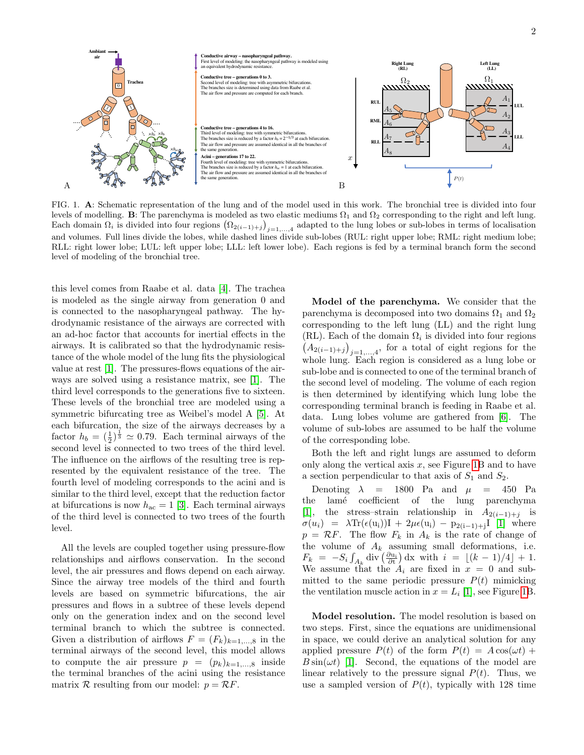FIG. 1. **A**: Schematic representation of the lung and of the model used in this work. The bronchial tree is divided into four levels of modelling. **B**: The parenchyma is modeled as two elastic mediums $\Omega_1$ and $\Omega_2$ corresponding to the right and left lung. Each domain $\Omega_i$ is divided into four regions $\left(\Omega_{2(i-1)+j}\right)_{j=1,...,4}$ adapted to the lung lobes or sub-lobes in terms of localisation and volumes. Full lines divide the lobes, while dashed lines divide sub-lobes (RUL: right upper lobe; RML: right medium lobe; RLL: right lower lobe; LUL: left upper lobe; LLL: left lower lobe). Each regions is fed by a terminal branch form the second level of modeling of the bronchial tree.

this level comes from Raabe et al. data [4]. The trachea is modeled as the single airway from generation 0 and is connected to the nasopharyngeal pathway. The hydrodynamic resistance of the airways are corrected with an ad-hoc factor that accounts for inertial effects in the airways. It is calibrated so that the hydrodynamic resistance of the whole model of the lung fits the physiological value at rest [1]. The pressures-flows equations of the airways are solved using a resistance matrix, see [1]. The third level corresponds to the generations five to sixteen. These levels of the bronchial tree are modeled using a symmetric bifurcating tree as Weibel's model A [5]. At each bifurcation, the size of the airways decreases by a factor $h_b = \left(\frac{1}{2}\right)^{\frac{1}{3}} \simeq 0.79$. Each terminal airways of the second level is connected to two trees of the third level. The influence on the airflows of the resulting tree is represented by the equivalent resistance of the tree. The fourth level of modeling corresponds to the acini and is similar to the third level, except that the reduction factor at bifurcations is now $h_{\text{ac}} = 1$ [3]. Each terminal airways of the third level is connected to two trees of the fourth level.

All the levels are coupled together using pressure-flow relationships and airflows conservation. In the second level, the air pressures and flows depend on each airway. Since the airway tree models of the third and fourth levels are based on symmetric bifurcations, the air pressures and flows in a subtree of these levels depend only on the generation index and on the second level terminal branch to which the subtree is connected. Given a distribution of airflows $F = (F_k)_{k=1,...,8}$ in the terminal airways of the second level, this model allows to compute the air pressure $p = (p_k)_{k=1,...,8}$ inside the terminal branches of the acini using the resistance matrix $\mathcal{R}$ resulting from our model: $p = \mathcal{R}F$.

**Model of the parenchyma.** We consider that the parenchyma is decomposed into two domains $\Omega_1$ and $\Omega_2$ corresponding to the left lung (LL) and the right lung (RL). Each of the domain $\Omega_i$ is divided into four regions $\left(A_{2(i-1)+j}\right)_{j=1,...,4}$, for a total of eight regions for the whole lung. Each region is considered as a lung lobe or sub-lobe and is connected to one of the terminal branch of the second level of modeling. The volume of each region is then determined by identifying which lung lobe the corresponding terminal branch is feeding in Raabe et al. data. Lung lobes volume are gathered from [6]. The volume of sub-lobes are assumed to be half the volume of the corresponding lobe.

Both the left and right lungs are assumed to deform only along the vertical axis $x$, see Figure 1B and to have a section perpendicular to that axis of $S_1$ and $S_2$.

Denoting $\lambda = 1800$ Pa and $\mu = 450$ Pa the lamé coefficient of the lung parenchyma [1], the stress–strain relationship in $A_{2(i-1)+j}$ is $\sigma(u_i) = \lambda \text{Tr}(\epsilon(\text{u}_\text{i}))\text{I} + 2\mu\epsilon(\text{u}_\text{i}) - \text{p}_{2(\text{i}-1)+\text{j}}\text{I}$ [1] where $p = \mathcal{R}F$. The flow $F_k$ in $A_k$ is the rate of change of the volume of $A_k$ assuming small deformations, i.e. $F_k = -S_i \int_{A_k} \text{div}\left(\frac{\partial \text{u}_\text{i}}{\partial \text{t}}\right) \text{dx}$ with $i = \lfloor (k-1)/4 \rfloor + 1$. We assume that the $A_i$ are fixed in $x = 0$ and submitted to the same periodic pressure $P(t)$ mimicking the ventilation muscle action in $x = L_i$ [1], see Figure 1B.

**Model resolution.** The model resolution is based on two steps. First, since the equations are unidimensional in space, we could derive an analytical solution for any applied pressure $P(t)$ of the form $P(t) = A\cos(\omega t) + B\sin(\omega t)$ [1]. Second, the equations of the model are linear relatively to the pressure signal $P(t)$. Thus, we use a sampled version of $P(t)$, typically with 128 time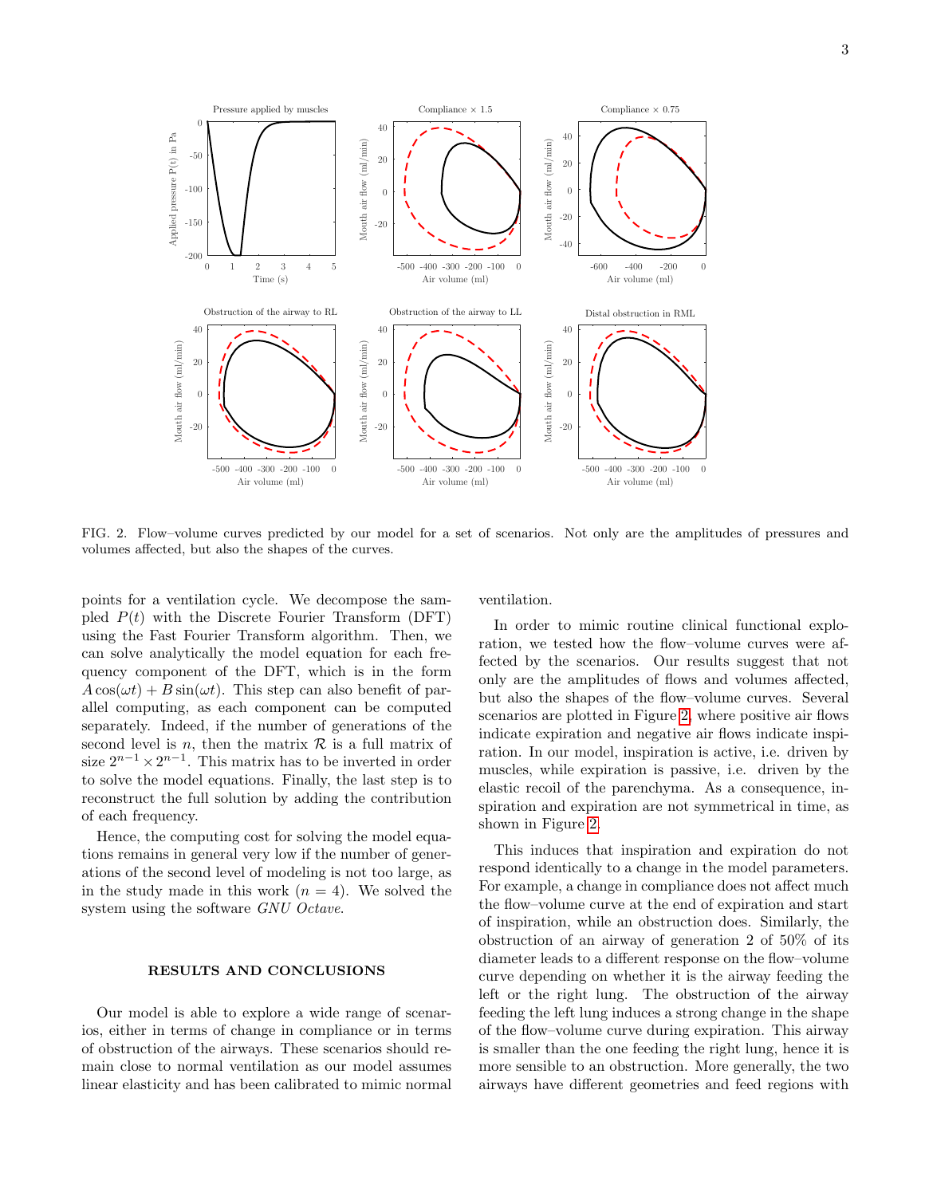FIG. 2. Flow–volume curves predicted by our model for a set of scenarios. Not only are the amplitudes of pressures and volumes affected, but also the shapes of the curves.

points for a ventilation cycle. We decompose the sampled $P(t)$ with the Discrete Fourier Transform (DFT) using the Fast Fourier Transform algorithm. Then, we can solve analytically the model equation for each frequency component of the DFT, which is in the form $A\cos(\omega t) + B\sin(\omega t)$. This step can also benefit of parallel computing, as each component can be computed separately. Indeed, if the number of generations of the second level is $n$, then the matrix $\mathcal{R}$ is a full matrix of size $2^{n-1} \times 2^{n-1}$. This matrix has to be inverted in order to solve the model equations. Finally, the last step is to reconstruct the full solution by adding the contribution of each frequency.

Hence, the computing cost for solving the model equations remains in general very low if the number of generations of the second level of modeling is not too large, as in the study made in this work ($n = 4$). We solved the system using the software *GNU Octave*.

## RESULTS AND CONCLUSIONS

Our model is able to explore a wide range of scenarios, either in terms of change in compliance or in terms of obstruction of the airways. These scenarios should remain close to normal ventilation as our model assumes linear elasticity and has been calibrated to mimic normal ventilation.

In order to mimic routine clinical functional exploration, we tested how the flow–volume curves were affected by the scenarios. Our results suggest that not only are the amplitudes of flows and volumes affected, but also the shapes of the flow–volume curves. Several scenarios are plotted in Figure 2, where positive air flows indicate expiration and negative air flows indicate inspiration. In our model, inspiration is active, i.e. driven by muscles, while expiration is passive, i.e. driven by the elastic recoil of the parenchyma. As a consequence, inspiration and expiration are not symmetrical in time, as shown in Figure 2.

This induces that inspiration and expiration do not respond identically to a change in the model parameters. For example, a change in compliance does not affect much the flow–volume curve at the end of expiration and start of inspiration, while an obstruction does. Similarly, the obstruction of an airway of generation 2 of 50% of its diameter leads to a different response on the flow–volume curve depending on whether it is the airway feeding the left or the right lung. The obstruction of the airway feeding the left lung induces a strong change in the shape of the flow–volume curve during expiration. This airway is smaller than the one feeding the right lung, hence it is more sensible to an obstruction. More generally, the two airways have different geometries and feed regions with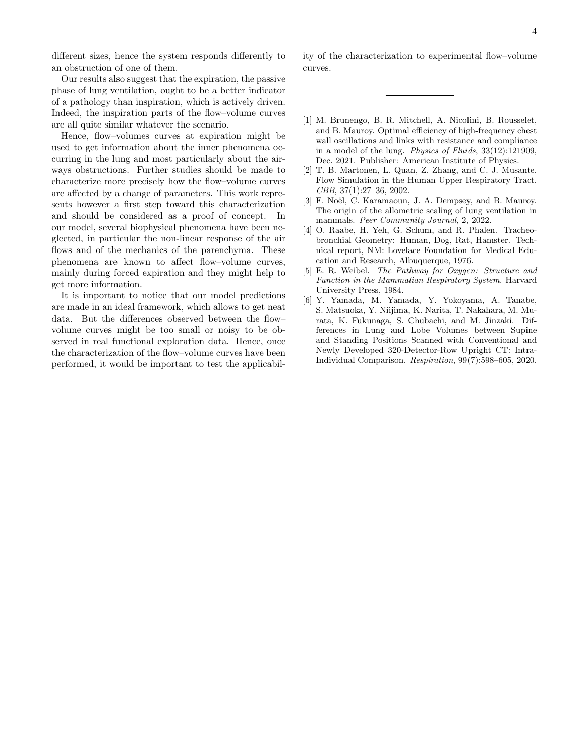different sizes, hence the system responds differently to an obstruction of one of them.

Our results also suggest that the expiration, the passive phase of lung ventilation, ought to be a better indicator of a pathology than inspiration, which is actively driven. Indeed, the inspiration parts of the flow–volume curves are all quite similar whatever the scenario.

Hence, flow–volumes curves at expiration might be used to get information about the inner phenomena occurring in the lung and most particularly about the airways obstructions. Further studies should be made to characterize more precisely how the flow–volume curves are affected by a change of parameters. This work represents however a first step toward this characterization and should be considered as a proof of concept. In our model, several biophysical phenomena have been neglected, in particular the non-linear response of the air flows and of the mechanics of the parenchyma. These phenomena are known to affect flow–volume curves, mainly during forced expiration and they might help to get more information.

It is important to notice that our model predictions are made in an ideal framework, which allows to get neat data. But the differences observed between the flow–volume curves might be too small or noisy to be observed in real functional exploration data. Hence, once the characterization of the flow–volume curves have been performed, it would be important to test the applicability of the characterization to experimental flow–volume curves.

---

[1] M. Brunengo, B. R. Mitchell, A. Nicolini, B. Rousselet, and B. Mauroy. Optimal efficiency of high-frequency chest wall oscillations and links with resistance and compliance in a model of the lung. *Physics of Fluids*, 33(12):121909, Dec. 2021. Publisher: American Institute of Physics.

[2] T. B. Martonen, L. Quan, Z. Zhang, and C. J. Musante. Flow Simulation in the Human Upper Respiratory Tract. *CBB*, 37(1):27–36, 2002.

[3] F. Noël, C. Karamaoun, J. A. Dempsey, and B. Mauroy. The origin of the allometric scaling of lung ventilation in mammals. *Peer Community Journal*, 2, 2022.

[4] O. Raabe, H. Yeh, G. Schum, and R. Phalen. Tracheobronchial Geometry: Human, Dog, Rat, Hamster. Technical report, NM: Lovelace Foundation for Medical Education and Research, Albuquerque, 1976.

[5] E. R. Weibel. *The Pathway for Oxygen: Structure and Function in the Mammalian Respiratory System*. Harvard University Press, 1984.

[6] Y. Yamada, M. Yamada, Y. Yokoyama, A. Tanabe, S. Matsuoka, Y. Niijima, K. Narita, T. Nakahara, M. Murata, K. Fukunaga, S. Chubachi, and M. Jinzaki. Differences in Lung and Lobe Volumes between Supine and Standing Positions Scanned with Conventional and Newly Developed 320-Detector-Row Upright CT: Intra-Individual Comparison. *Respiration*, 99(7):598–605, 2020.